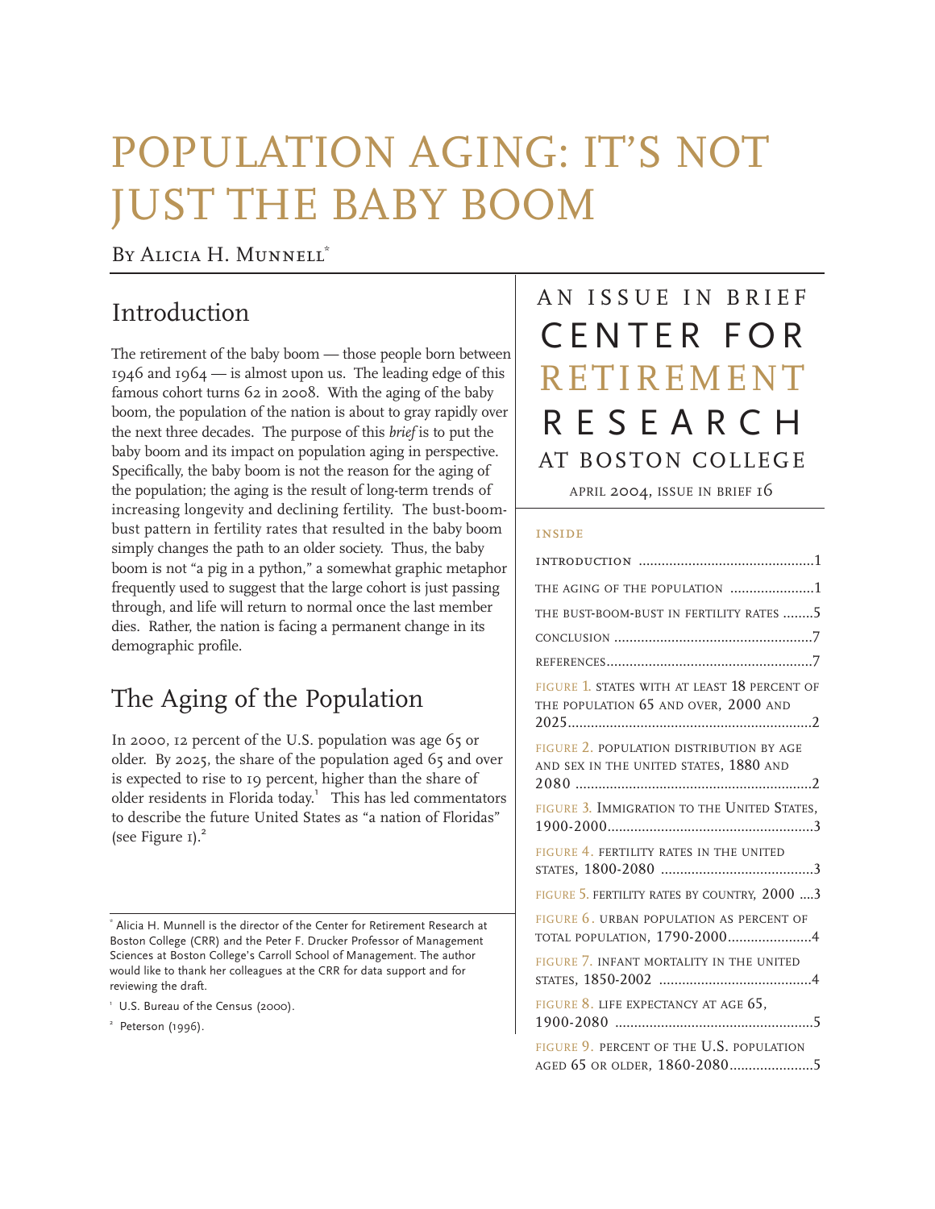# POPULATION AGING: IT'S NOT JUST THE BABY BOOM

By Alicia H. Munnell[*]

AN ISSUE IN BRIEF
CENTER FOR RETIREMENT RESEARCH AT BOSTON COLLEGE

APRIL 2004, ISSUE IN BRIEF 16

## Introduction

The retirement of the baby boom — those people born between 1946 and 1964 — is almost upon us. The leading edge of this famous cohort turns 62 in 2008. With the aging of the baby boom, the population of the nation is about to gray rapidly over the next three decades. The purpose of this *brief* is to put the baby boom and its impact on population aging in perspective. Specifically, the baby boom is not the reason for the aging of the population; the aging is the result of long-term trends of increasing longevity and declining fertility. The bust-boom-bust pattern in fertility rates that resulted in the baby boom simply changes the path to an older society. Thus, the baby boom is not "a pig in a python," a somewhat graphic metaphor frequently used to suggest that the large cohort is just passing through, and life will return to normal once the last member dies. Rather, the nation is facing a permanent change in its demographic profile.

## The Aging of the Population

In 2000, 12 percent of the U.S. population was age 65 or older. By 2025, the share of the population aged 65 and over is expected to rise to 19 percent, higher than the share of older residents in Florida today.[1] This has led commentators to describe the future United States as "a nation of Floridas" (see Figure 1).[2]

**INSIDE**

| | |
|---|---|
| INTRODUCTION | 1 |
| THE AGING OF THE POPULATION | 1 |
| THE BUST-BOOM-BUST IN FERTILITY RATES | 5 |
| CONCLUSION | 7 |
| REFERENCES | 7 |
| FIGURE 1. STATES WITH AT LEAST 18 PERCENT OF THE POPULATION 65 AND OVER, 2000 AND 2025 | 2 |
| FIGURE 2. POPULATION DISTRIBUTION BY AGE AND SEX IN THE UNITED STATES, 1880 AND 2080 | 2 |
| FIGURE 3. IMMIGRATION TO THE UNITED STATES, 1900-2000 | 3 |
| FIGURE 4. FERTILITY RATES IN THE UNITED STATES, 1800-2080 | 3 |
| FIGURE 5. FERTILITY RATES BY COUNTRY, 2000 | 3 |
| FIGURE 6. URBAN POPULATION AS PERCENT OF TOTAL POPULATION, 1790-2000 | 4 |
| FIGURE 7. INFANT MORTALITY IN THE UNITED STATES, 1850-2002 | 4 |
| FIGURE 8. LIFE EXPECTANCY AT AGE 65, 1900-2080 | 5 |
| FIGURE 9. PERCENT OF THE U.S. POPULATION AGED 65 OR OLDER, 1860-2080 | 5 |

[*] Alicia H. Munnell is the director of the Center for Retirement Research at Boston College (CRR) and the Peter F. Drucker Professor of Management Sciences at Boston College's Carroll School of Management. The author would like to thank her colleagues at the CRR for data support and for reviewing the draft.

[1] U.S. Bureau of the Census (2000).

[2] Peterson (1996).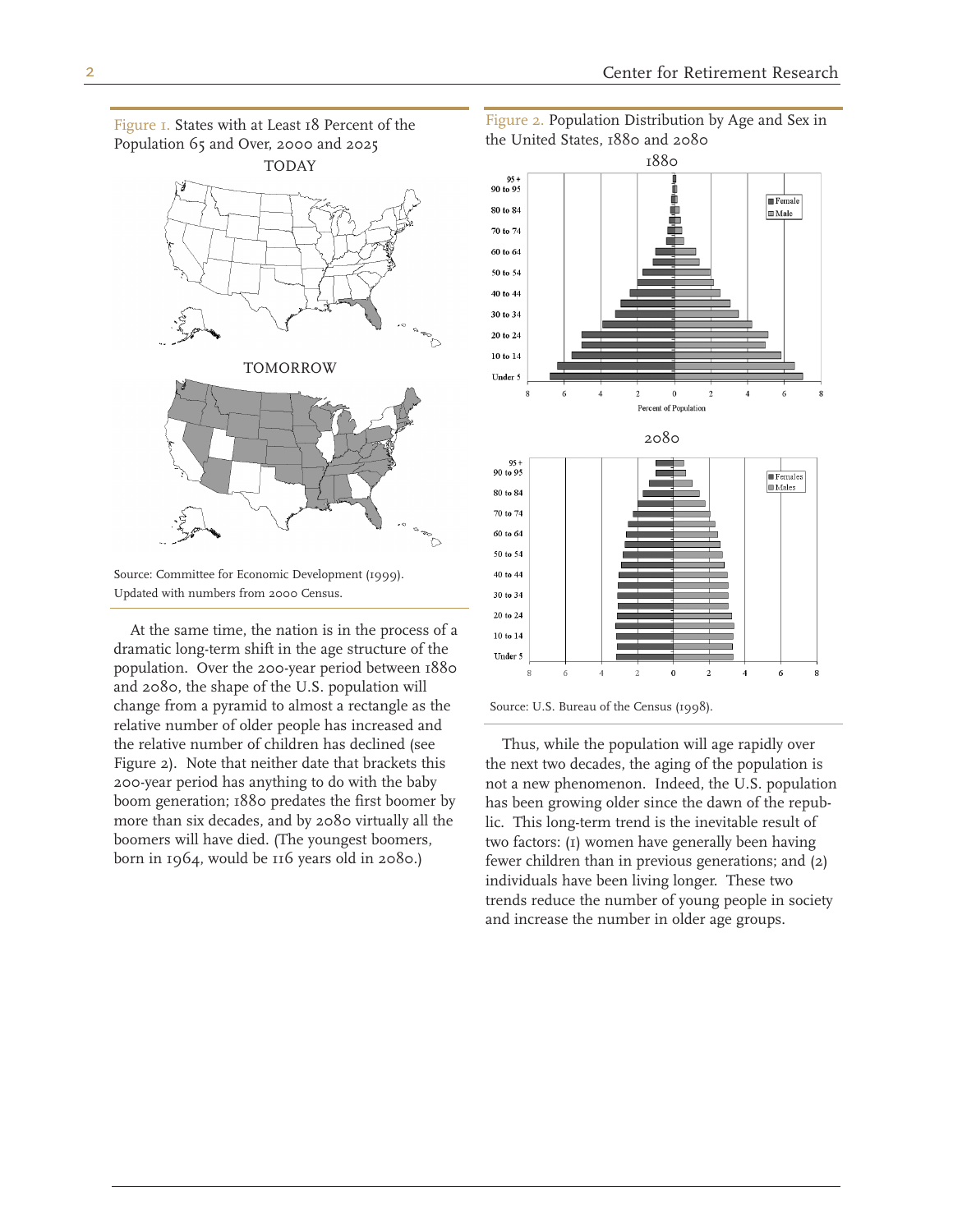Figure 1. States with at Least 18 Percent of the Population 65 and Over, 2000 and 2025

Source: Committee for Economic Development (1999). Updated with numbers from 2000 Census.

Figure 2. Population Distribution by Age and Sex in the United States, 1880 and 2080

Source: U.S. Bureau of the Census (1998).

At the same time, the nation is in the process of a dramatic long-term shift in the age structure of the population. Over the 200-year period between 1880 and 2080, the shape of the U.S. population will change from a pyramid to almost a rectangle as the relative number of older people has increased and the relative number of children has declined (see Figure 2). Note that neither date that brackets this 200-year period has anything to do with the baby boom generation; 1880 predates the first boomer by more than six decades, and by 2080 virtually all the boomers will have died. (The youngest boomers, born in 1964, would be 116 years old in 2080.)

Thus, while the population will age rapidly over the next two decades, the aging of the population is not a new phenomenon. Indeed, the U.S. population has been growing older since the dawn of the republic. This long-term trend is the inevitable result of two factors: (1) women have generally been having fewer children than in previous generations; and (2) individuals have been living longer. These two trends reduce the number of young people in society and increase the number in older age groups.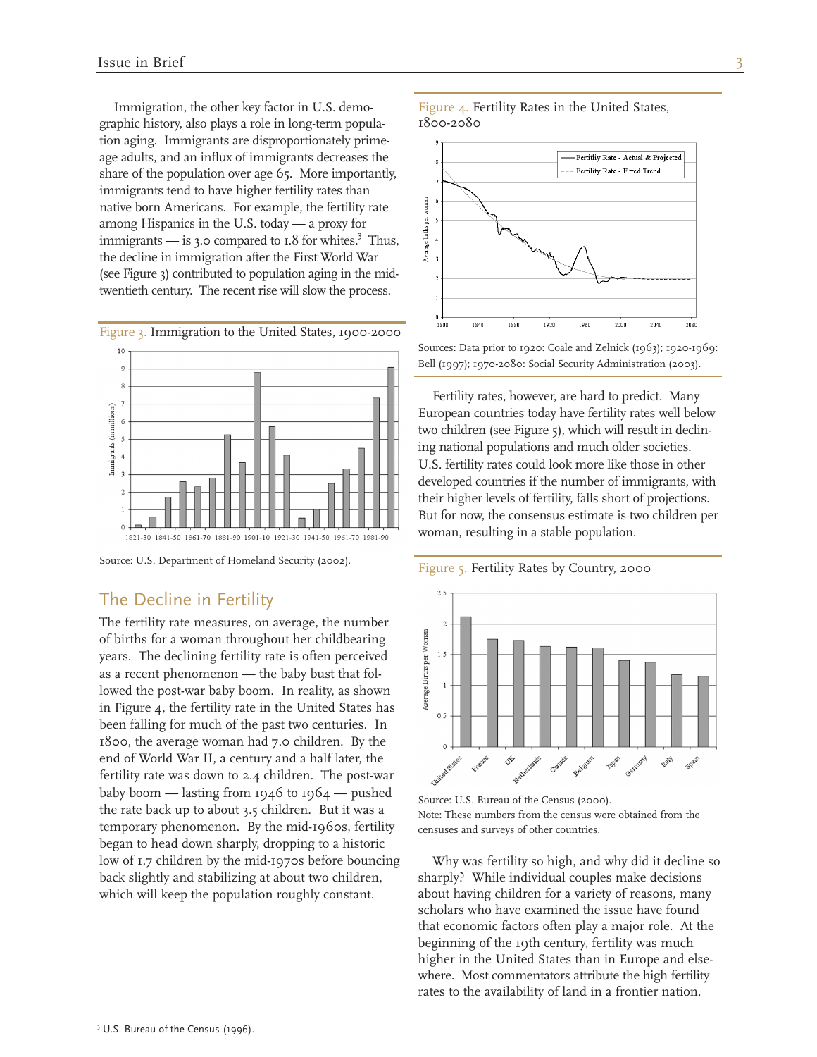Immigration, the other key factor in U.S. demographic history, also plays a role in long-term population aging. Immigrants are disproportionately prime-age adults, and an influx of immigrants decreases the share of the population over age 65. More importantly, immigrants tend to have higher fertility rates than native born Americans. For example, the fertility rate among Hispanics in the U.S. today — a proxy for immigrants — is 3.0 compared to 1.8 for whites.[3] Thus, the decline in immigration after the First World War (see Figure 3) contributed to population aging in the mid-twentieth century. The recent rise will slow the process.

Figure 3. Immigration to the United States, 1900-2000

Source: U.S. Department of Homeland Security (2002).

## The Decline in Fertility

The fertility rate measures, on average, the number of births for a woman throughout her childbearing years. The declining fertility rate is often perceived as a recent phenomenon — the baby bust that followed the post-war baby boom. In reality, as shown in Figure 4, the fertility rate in the United States has been falling for much of the past two centuries. In 1800, the average woman had 7.0 children. By the end of World War II, a century and a half later, the fertility rate was down to 2.4 children. The post-war baby boom — lasting from 1946 to 1964 — pushed the rate back up to about 3.5 children. But it was a temporary phenomenon. By the mid-1960s, fertility began to head down sharply, dropping to a historic low of 1.7 children by the mid-1970s before bouncing back slightly and stabilizing at about two children, which will keep the population roughly constant.

Figure 4. Fertility Rates in the United States, 1800-2080

Sources: Data prior to 1920: Coale and Zelnick (1963); 1920-1969: Bell (1997); 1970-2080: Social Security Administration (2003).

Fertility rates, however, are hard to predict. Many European countries today have fertility rates well below two children (see Figure 5), which will result in declining national populations and much older societies. U.S. fertility rates could look more like those in other developed countries if the number of immigrants, with their higher levels of fertility, falls short of projections. But for now, the consensus estimate is two children per woman, resulting in a stable population.

Figure 5. Fertility Rates by Country, 2000

Source: U.S. Bureau of the Census (2000).
Note: These numbers from the census were obtained from the censuses and surveys of other countries.

Why was fertility so high, and why did it decline so sharply? While individual couples make decisions about having children for a variety of reasons, many scholars who have examined the issue have found that economic factors often play a major role. At the beginning of the 19th century, fertility was much higher in the United States than in Europe and elsewhere. Most commentators attribute the high fertility rates to the availability of land in a frontier nation.

[3] U.S. Bureau of the Census (1996).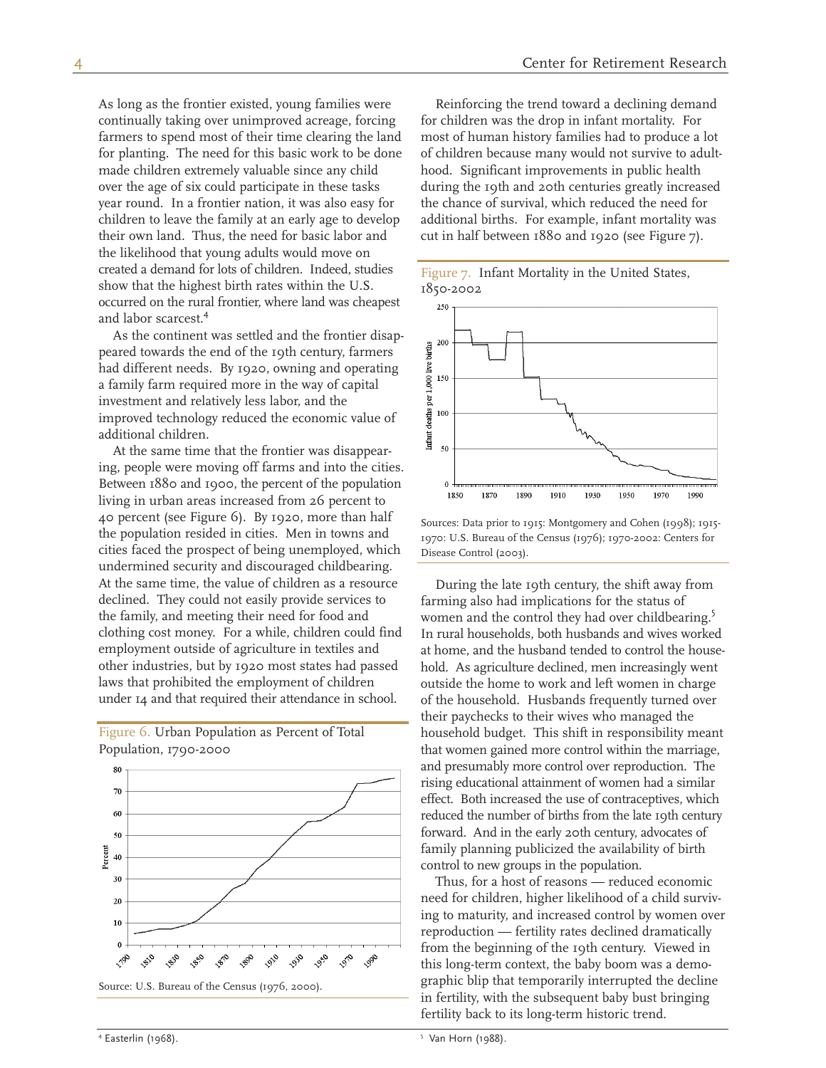As long as the frontier existed, young families were continually taking over unimproved acreage, forcing farmers to spend most of their time clearing the land for planting. The need for this basic work to be done made children extremely valuable since any child over the age of six could participate in these tasks year round. In a frontier nation, it was also easy for children to leave the family at an early age to develop their own land. Thus, the need for basic labor and the likelihood that young adults would move on created a demand for lots of children. Indeed, studies show that the highest birth rates within the U.S. occurred on the rural frontier, where land was cheapest and labor scarcest.[4]

As the continent was settled and the frontier disappeared towards the end of the 19th century, farmers had different needs. By 1920, owning and operating a family farm required more in the way of capital investment and relatively less labor, and the improved technology reduced the economic value of additional children.

At the same time that the frontier was disappearing, people were moving off farms and into the cities. Between 1880 and 1900, the percent of the population living in urban areas increased from 26 percent to 40 percent (see Figure 6). By 1920, more than half the population resided in cities. Men in towns and cities faced the prospect of being unemployed, which undermined security and discouraged childbearing. At the same time, the value of children as a resource declined. They could not easily provide services to the family, and meeting their need for food and clothing cost money. For a while, children could find employment outside of agriculture in textiles and other industries, but by 1920 most states had passed laws that prohibited the employment of children under 14 and that required their attendance in school.

Figure 6. Urban Population as Percent of Total Population, 1790-2000

Source: U.S. Bureau of the Census (1976, 2000).

Reinforcing the trend toward a declining demand for children was the drop in infant mortality. For most of human history families had to produce a lot of children because many would not survive to adulthood. Significant improvements in public health during the 19th and 20th centuries greatly increased the chance of survival, which reduced the need for additional births. For example, infant mortality was cut in half between 1880 and 1920 (see Figure 7).

Figure 7. Infant Mortality in the United States, 1850-2002

Sources: Data prior to 1915: Montgomery and Cohen (1998); 1915-1970: U.S. Bureau of the Census (1976); 1970-2002: Centers for Disease Control (2003).

During the late 19th century, the shift away from farming also had implications for the status of women and the control they had over childbearing.[5] In rural households, both husbands and wives worked at home, and the husband tended to control the household. As agriculture declined, men increasingly went outside the home to work and left women in charge of the household. Husbands frequently turned over their paychecks to their wives who managed the household budget. This shift in responsibility meant that women gained more control within the marriage, and presumably more control over reproduction. The rising educational attainment of women had a similar effect. Both increased the use of contraceptives, which reduced the number of births from the late 19th century forward. And in the early 20th century, advocates of family planning publicized the availability of birth control to new groups in the population.

Thus, for a host of reasons — reduced economic need for children, higher likelihood of a child surviving to maturity, and increased control by women over reproduction — fertility rates declined dramatically from the beginning of the 19th century. Viewed in this long-term context, the baby boom was a demographic blip that temporarily interrupted the decline in fertility, with the subsequent baby bust bringing fertility back to its long-term historic trend.

[4] Easterlin (1968).

[5] Van Horn (1988).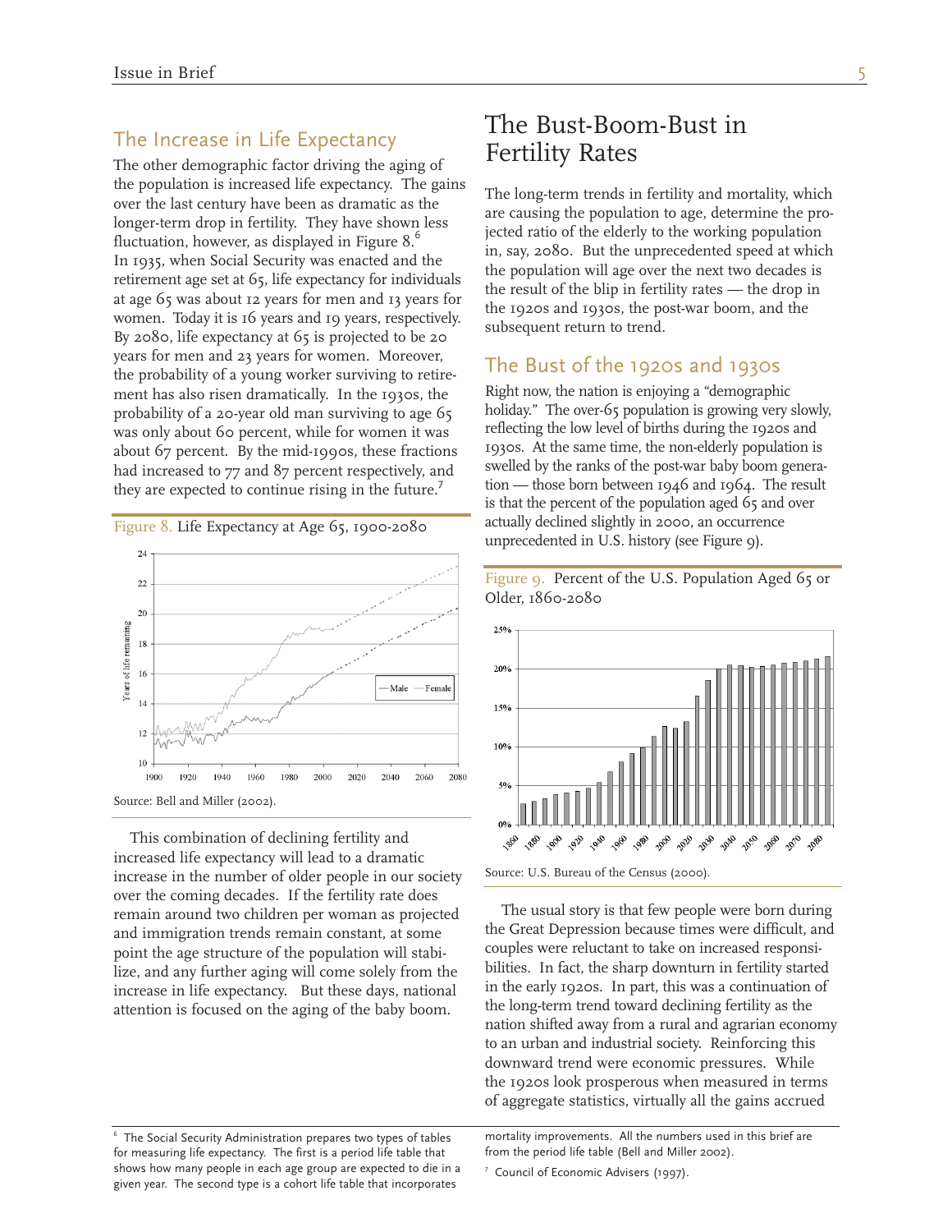## The Increase in Life Expectancy

The other demographic factor driving the aging of the population is increased life expectancy. The gains over the last century have been as dramatic as the longer-term drop in fertility. They have shown less fluctuation, however, as displayed in Figure 8.[6] In 1935, when Social Security was enacted and the retirement age set at 65, life expectancy for individuals at age 65 was about 12 years for men and 13 years for women. Today it is 16 years and 19 years, respectively. By 2080, life expectancy at 65 is projected to be 20 years for men and 23 years for women. Moreover, the probability of a young worker surviving to retirement has also risen dramatically. In the 1930s, the probability of a 20-year old man surviving to age 65 was only about 60 percent, while for women it was about 67 percent. By the mid-1990s, these fractions had increased to 77 and 87 percent respectively, and they are expected to continue rising in the future.[7]

Figure 8. Life Expectancy at Age 65, 1900-2080

Source: Bell and Miller (2002).

This combination of declining fertility and increased life expectancy will lead to a dramatic increase in the number of older people in our society over the coming decades. If the fertility rate does remain around two children per woman as projected and immigration trends remain constant, at some point the age structure of the population will stabilize, and any further aging will come solely from the increase in life expectancy. But these days, national attention is focused on the aging of the baby boom.

# The Bust-Boom-Bust in Fertility Rates

The long-term trends in fertility and mortality, which are causing the population to age, determine the projected ratio of the elderly to the working population in, say, 2080. But the unprecedented speed at which the population will age over the next two decades is the result of the blip in fertility rates — the drop in the 1920s and 1930s, the post-war boom, and the subsequent return to trend.

## The Bust of the 1920s and 1930s

Right now, the nation is enjoying a "demographic holiday." The over-65 population is growing very slowly, reflecting the low level of births during the 1920s and 1930s. At the same time, the non-elderly population is swelled by the ranks of the post-war baby boom generation — those born between 1946 and 1964. The result is that the percent of the population aged 65 and over actually declined slightly in 2000, an occurrence unprecedented in U.S. history (see Figure 9).

Figure 9. Percent of the U.S. Population Aged 65 or Older, 1860-2080

Source: U.S. Bureau of the Census (2000).

The usual story is that few people were born during the Great Depression because times were difficult, and couples were reluctant to take on increased responsibilities. In fact, the sharp downturn in fertility started in the early 1920s. In part, this was a continuation of the long-term trend toward declining fertility as the nation shifted away from a rural and agrarian economy to an urban and industrial society. Reinforcing this downward trend were economic pressures. While the 1920s look prosperous when measured in terms of aggregate statistics, virtually all the gains accrued

---

[6] The Social Security Administration prepares two types of tables for measuring life expectancy. The first is a period life table that shows how many people in each age group are expected to die in a given year. The second type is a cohort life table that incorporates mortality improvements. All the numbers used in this brief are from the period life table (Bell and Miller 2002).

[7] Council of Economic Advisers (1997).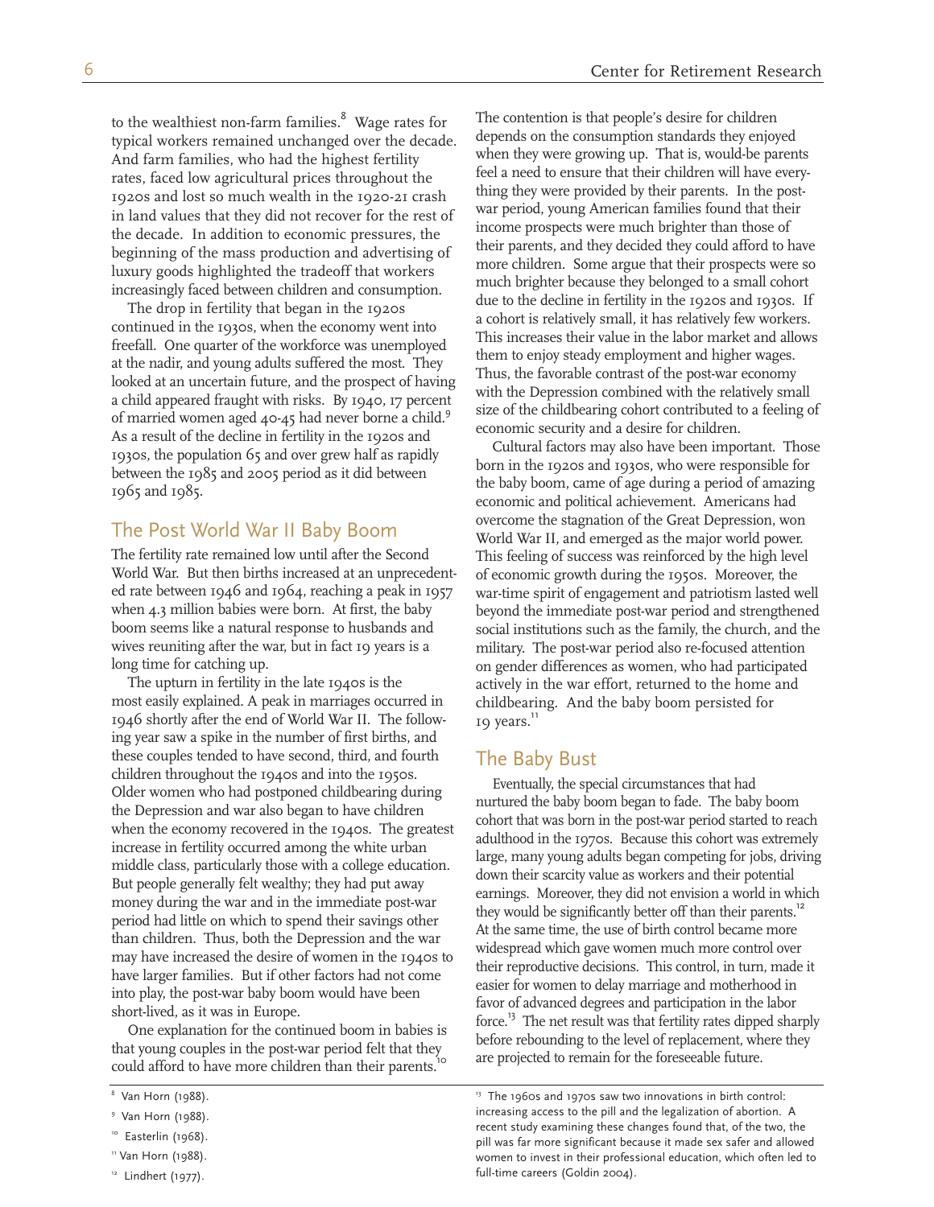to the wealthiest non-farm families.[8] Wage rates for typical workers remained unchanged over the decade. And farm families, who had the highest fertility rates, faced low agricultural prices throughout the 1920s and lost so much wealth in the 1920-21 crash in land values that they did not recover for the rest of the decade. In addition to economic pressures, the beginning of the mass production and advertising of luxury goods highlighted the tradeoff that workers increasingly faced between children and consumption.

The drop in fertility that began in the 1920s continued in the 1930s, when the economy went into freefall. One quarter of the workforce was unemployed at the nadir, and young adults suffered the most. They looked at an uncertain future, and the prospect of having a child appeared fraught with risks. By 1940, 17 percent of married women aged 40-45 had never borne a child.[9] As a result of the decline in fertility in the 1920s and 1930s, the population 65 and over grew half as rapidly between the 1985 and 2005 period as it did between 1965 and 1985.

## The Post World War II Baby Boom

The fertility rate remained low until after the Second World War. But then births increased at an unprecedented rate between 1946 and 1964, reaching a peak in 1957 when 4.3 million babies were born. At first, the baby boom seems like a natural response to husbands and wives reuniting after the war, but in fact 19 years is a long time for catching up.

The upturn in fertility in the late 1940s is the most easily explained. A peak in marriages occurred in 1946 shortly after the end of World War II. The following year saw a spike in the number of first births, and these couples tended to have second, third, and fourth children throughout the 1940s and into the 1950s. Older women who had postponed childbearing during the Depression and war also began to have children when the economy recovered in the 1940s. The greatest increase in fertility occurred among the white urban middle class, particularly those with a college education. But people generally felt wealthy; they had put away money during the war and in the immediate post-war period had little on which to spend their savings other than children. Thus, both the Depression and the war may have increased the desire of women in the 1940s to have larger families. But if other factors had not come into play, the post-war baby boom would have been short-lived, as it was in Europe.

One explanation for the continued boom in babies is that young couples in the post-war period felt that they could afford to have more children than their parents.[10] The contention is that people's desire for children depends on the consumption standards they enjoyed when they were growing up. That is, would-be parents feel a need to ensure that their children will have everything they were provided by their parents. In the post-war period, young American families found that their income prospects were much brighter than those of their parents, and they decided they could afford to have more children. Some argue that their prospects were so much brighter because they belonged to a small cohort due to the decline in fertility in the 1920s and 1930s. If a cohort is relatively small, it has relatively few workers. This increases their value in the labor market and allows them to enjoy steady employment and higher wages. Thus, the favorable contrast of the post-war economy with the Depression combined with the relatively small size of the childbearing cohort contributed to a feeling of economic security and a desire for children.

Cultural factors may also have been important. Those born in the 1920s and 1930s, who were responsible for the baby boom, came of age during a period of amazing economic and political achievement. Americans had overcome the stagnation of the Great Depression, won World War II, and emerged as the major world power. This feeling of success was reinforced by the high level of economic growth during the 1950s. Moreover, the war-time spirit of engagement and patriotism lasted well beyond the immediate post-war period and strengthened social institutions such as the family, the church, and the military. The post-war period also re-focused attention on gender differences as women, who had participated actively in the war effort, returned to the home and childbearing. And the baby boom persisted for 19 years.[11]

## The Baby Bust

Eventually, the special circumstances that had nurtured the baby boom began to fade. The baby boom cohort that was born in the post-war period started to reach adulthood in the 1970s. Because this cohort was extremely large, many young adults began competing for jobs, driving down their scarcity value as workers and their potential earnings. Moreover, they did not envision a world in which they would be significantly better off than their parents.[12] At the same time, the use of birth control became more widespread which gave women much more control over their reproductive decisions. This control, in turn, made it easier for women to delay marriage and motherhood in favor of advanced degrees and participation in the labor force.[13] The net result was that fertility rates dipped sharply before rebounding to the level of replacement, where they are projected to remain for the foreseeable future.

---

[8] Van Horn (1988).

[9] Van Horn (1988).

[10] Easterlin (1968).

[11] Van Horn (1988).

[12] Lindhert (1977).

[13] The 1960s and 1970s saw two innovations in birth control: increasing access to the pill and the legalization of abortion. A recent study examining these changes found that, of the two, the pill was far more significant because it made sex safer and allowed women to invest in their professional education, which often led to full-time careers (Goldin 2004).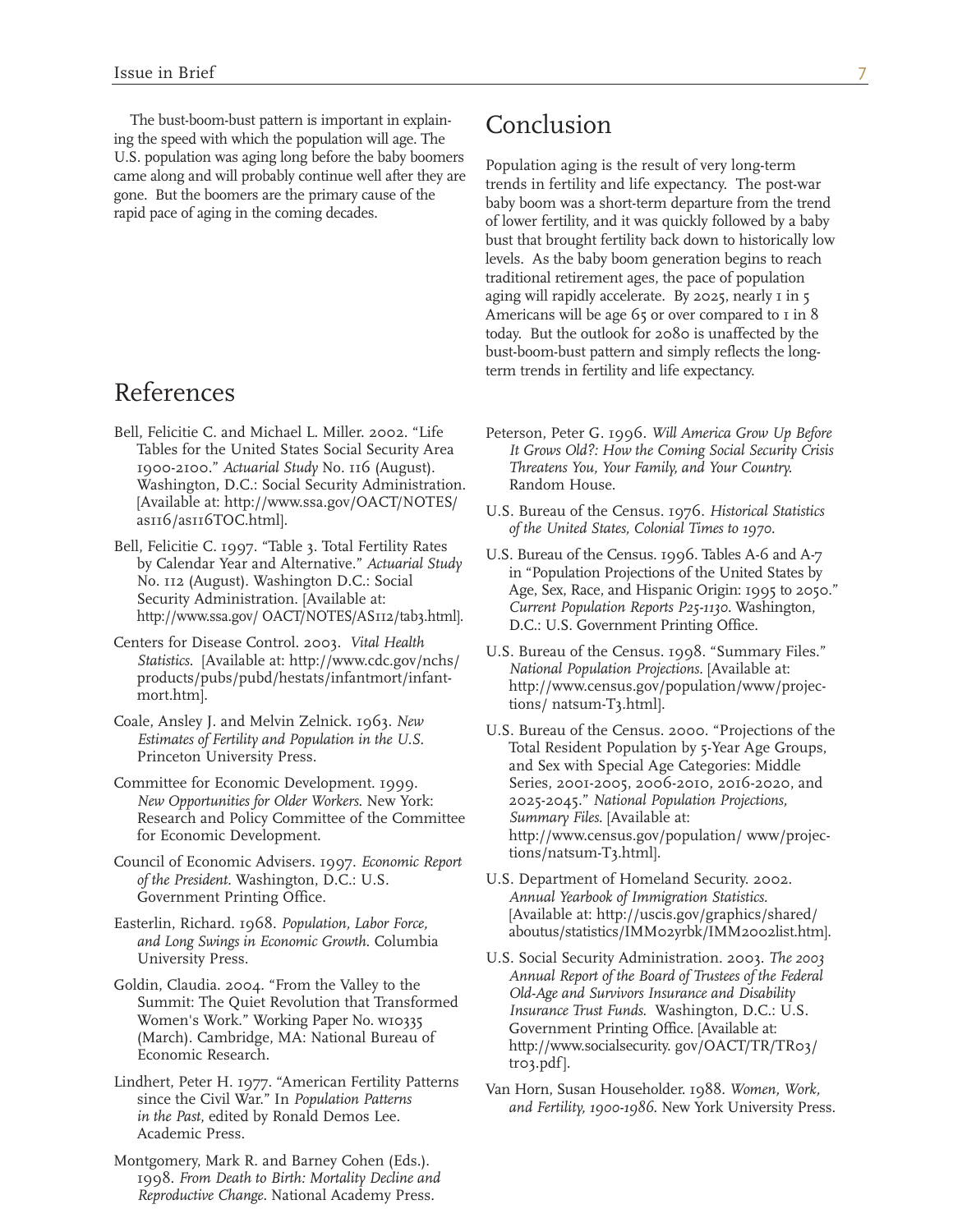The bust-boom-bust pattern is important in explaining the speed with which the population will age. The U.S. population was aging long before the baby boomers came along and will probably continue well after they are gone. But the boomers are the primary cause of the rapid pace of aging in the coming decades.

## Conclusion

Population aging is the result of very long-term trends in fertility and life expectancy. The post-war baby boom was a short-term departure from the trend of lower fertility, and it was quickly followed by a baby bust that brought fertility back down to historically low levels. As the baby boom generation begins to reach traditional retirement ages, the pace of population aging will rapidly accelerate. By 2025, nearly 1 in 5 Americans will be age 65 or over compared to 1 in 8 today. But the outlook for 2080 is unaffected by the bust-boom-bust pattern and simply reflects the long-term trends in fertility and life expectancy.

## References

Bell, Felicitie C. and Michael L. Miller. 2002. "Life Tables for the United States Social Security Area 1900-2100." *Actuarial Study* No. 116 (August). Washington, D.C.: Social Security Administration. [Available at: http://www.ssa.gov/OACT/NOTES/as116/as116TOC.html].

Bell, Felicitie C. 1997. "Table 3. Total Fertility Rates by Calendar Year and Alternative." *Actuarial Study* No. 112 (August). Washington D.C.: Social Security Administration. [Available at: http://www.ssa.gov/ OACT/NOTES/AS112/tab3.html].

Centers for Disease Control. 2003. *Vital Health Statistics*. [Available at: http://www.cdc.gov/nchs/products/pubs/pubd/hestats/infantmort/infantmort.htm].

Coale, Ansley J. and Melvin Zelnick. 1963. *New Estimates of Fertility and Population in the U.S.* Princeton University Press.

Committee for Economic Development. 1999. *New Opportunities for Older Workers*. New York: Research and Policy Committee of the Committee for Economic Development.

Council of Economic Advisers. 1997. *Economic Report of the President*. Washington, D.C.: U.S. Government Printing Office.

Easterlin, Richard. 1968. *Population, Labor Force, and Long Swings in Economic Growth*. Columbia University Press.

Goldin, Claudia. 2004. "From the Valley to the Summit: The Quiet Revolution that Transformed Women's Work." Working Paper No. w10335 (March). Cambridge, MA: National Bureau of Economic Research.

Lindhert, Peter H. 1977. "American Fertility Patterns since the Civil War." In *Population Patterns in the Past*, edited by Ronald Demos Lee. Academic Press.

Montgomery, Mark R. and Barney Cohen (Eds.). 1998. *From Death to Birth: Mortality Decline and Reproductive Change*. National Academy Press.

Peterson, Peter G. 1996. *Will America Grow Up Before It Grows Old?: How the Coming Social Security Crisis Threatens You, Your Family, and Your Country*. Random House.

U.S. Bureau of the Census. 1976. *Historical Statistics of the United States, Colonial Times to 1970*.

U.S. Bureau of the Census. 1996. Tables A-6 and A-7 in "Population Projections of the United States by Age, Sex, Race, and Hispanic Origin: 1995 to 2050." *Current Population Reports P25-1130*. Washington, D.C.: U.S. Government Printing Office.

U.S. Bureau of the Census. 1998. "Summary Files." *National Population Projections*. [Available at: http://www.census.gov/population/www/projections/ natsum-T3.html].

U.S. Bureau of the Census. 2000. "Projections of the Total Resident Population by 5-Year Age Groups, and Sex with Special Age Categories: Middle Series, 2001-2005, 2006-2010, 2016-2020, and 2025-2045." *National Population Projections, Summary Files*. [Available at: http://www.census.gov/population/ www/projections/natsum-T3.html].

U.S. Department of Homeland Security. 2002. *Annual Yearbook of Immigration Statistics*. [Available at: http://uscis.gov/graphics/shared/aboutus/statistics/IMM02yrbk/IMM2002list.htm].

U.S. Social Security Administration. 2003. *The 2003 Annual Report of the Board of Trustees of the Federal Old-Age and Survivors Insurance and Disability Insurance Trust Funds*. Washington, D.C.: U.S. Government Printing Office. [Available at: http://www.socialsecurity. gov/OACT/TR/TR03/tr03.pdf].

Van Horn, Susan Householder. 1988. *Women, Work, and Fertility, 1900-1986*. New York University Press.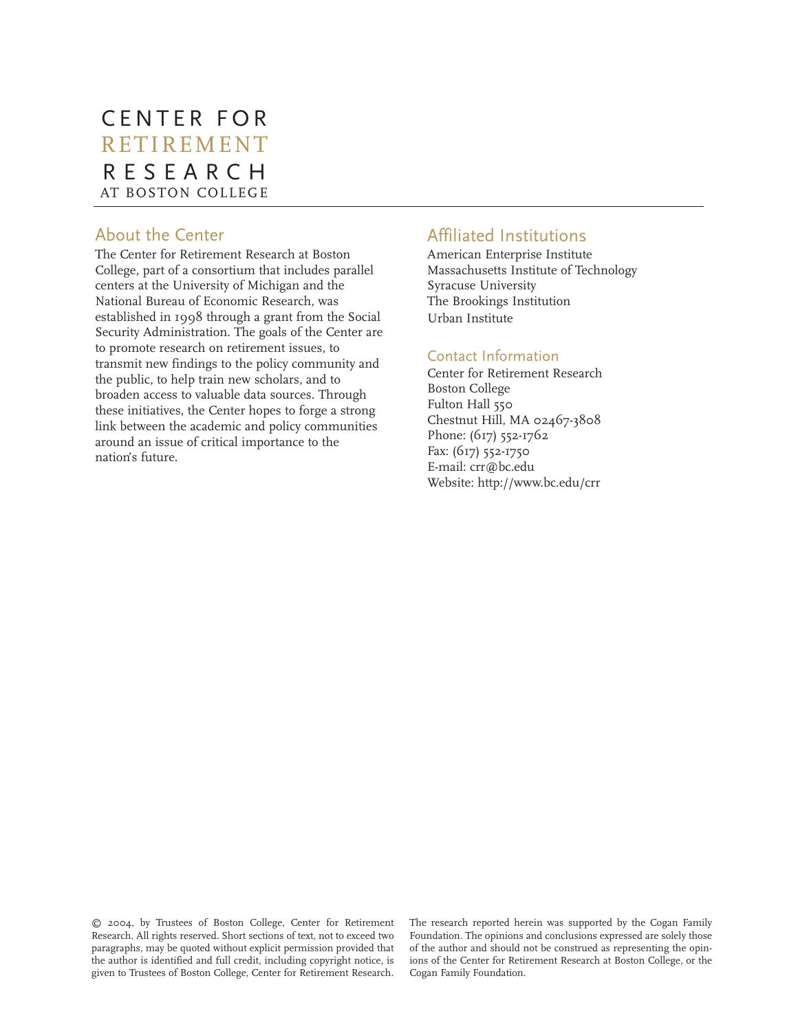# CENTER FOR RETIREMENT RESEARCH AT BOSTON COLLEGE

## About the Center

The Center for Retirement Research at Boston College, part of a consortium that includes parallel centers at the University of Michigan and the National Bureau of Economic Research, was established in 1998 through a grant from the Social Security Administration. The goals of the Center are to promote research on retirement issues, to transmit new findings to the policy community and the public, to help train new scholars, and to broaden access to valuable data sources. Through these initiatives, the Center hopes to forge a strong link between the academic and policy communities around an issue of critical importance to the nation's future.

## Affiliated Institutions

American Enterprise Institute
Massachusetts Institute of Technology
Syracuse University
The Brookings Institution
Urban Institute

## Contact Information

Center for Retirement Research
Boston College
Fulton Hall 550
Chestnut Hill, MA 02467-3808
Phone: (617) 552-1762
Fax: (617) 552-1750
E-mail: crr@bc.edu
Website: http://www.bc.edu/crr

© 2004, by Trustees of Boston College, Center for Retirement Research. All rights reserved. Short sections of text, not to exceed two paragraphs, may be quoted without explicit permission provided that the author is identified and full credit, including copyright notice, is given to Trustees of Boston College, Center for Retirement Research.

The research reported herein was supported by the Cogan Family Foundation. The opinions and conclusions expressed are solely those of the author and should not be construed as representing the opinions of the Center for Retirement Research at Boston College, or the Cogan Family Foundation.